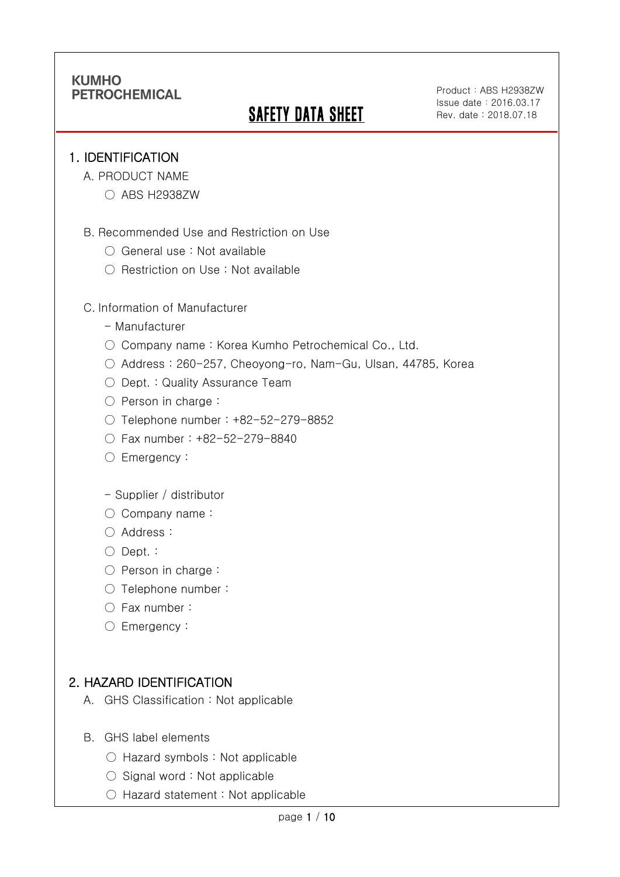KUMHO PETROCHEMICAL

# SAFETY DATA SHEET

Product : ABS H2938ZW
Issue date : 2016.03.17
Rev. date : 2018.07.18

## 1. IDENTIFICATION

A. PRODUCT NAME

○ ABS H2938ZW

B. Recommended Use and Restriction on Use

○ General use : Not available

○ Restriction on Use : Not available

C. Information of Manufacturer

- Manufacturer

○ Company name : Korea Kumho Petrochemical Co., Ltd.

○ Address : 260-257, Cheoyong-ro, Nam-Gu, Ulsan, 44785, Korea

○ Dept. : Quality Assurance Team

○ Person in charge :

○ Telephone number : +82-52-279-8852

○ Fax number : +82-52-279-8840

○ Emergency :

- Supplier / distributor

○ Company name :

○ Address :

○ Dept. :

○ Person in charge :

○ Telephone number :

○ Fax number :

○ Emergency :

## 2. HAZARD IDENTIFICATION

A. GHS Classification : Not applicable

B. GHS label elements

○ Hazard symbols : Not applicable

○ Signal word : Not applicable

○ Hazard statement : Not applicable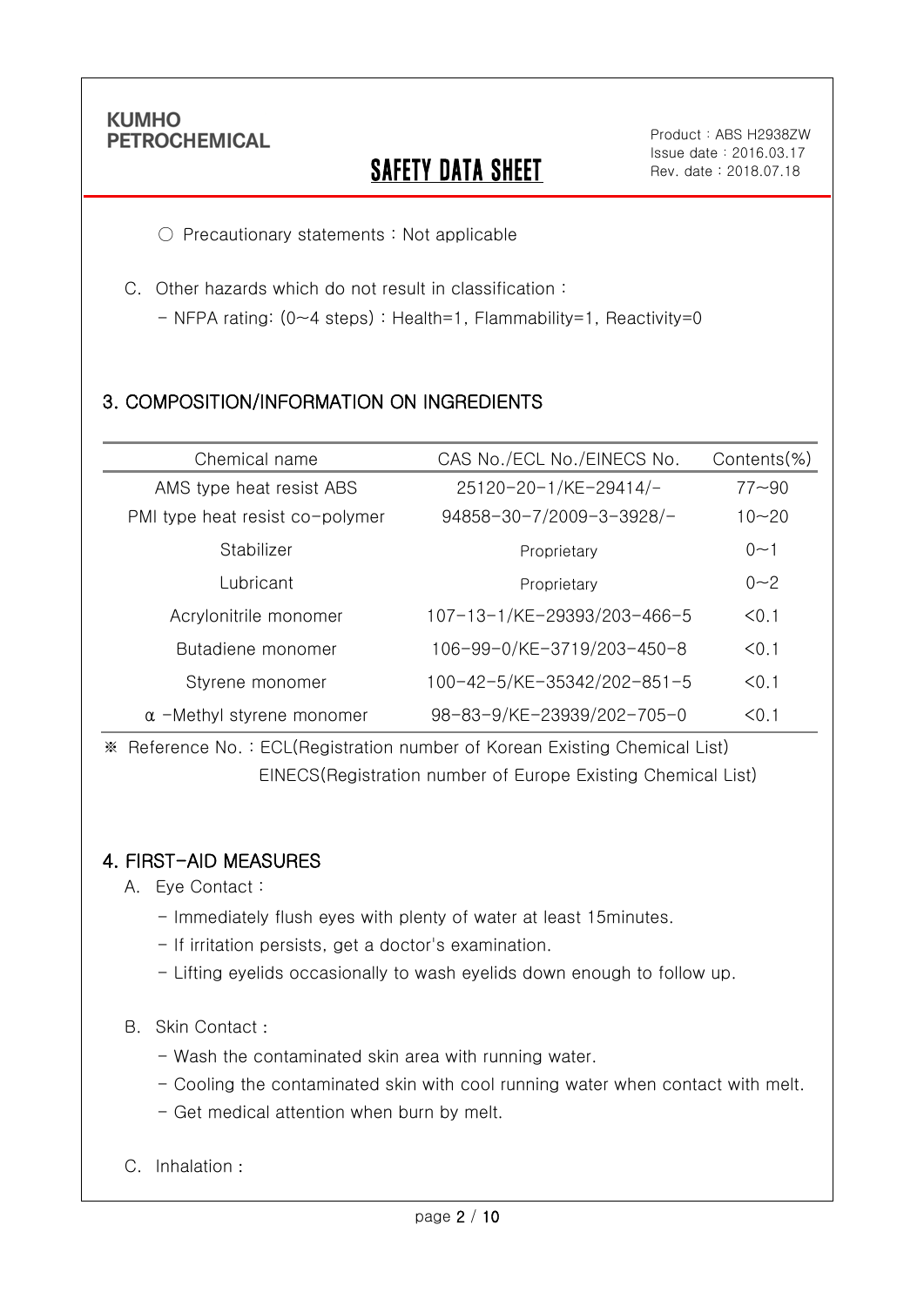○ Precautionary statements : Not applicable

C. Other hazards which do not result in classification :

- NFPA rating: (0~4 steps) : Health=1, Flammability=1, Reactivity=0

## 3. COMPOSITION/INFORMATION ON INGREDIENTS

| Chemical name | CAS No./ECL No./EINECS No. | Contents(%) |
|---|---|---|
| AMS type heat resist ABS | 25120-20-1/KE-29414/- | 77~90 |
| PMI type heat resist co-polymer | 94858-30-7/2009-3-3928/- | 10~20 |
| Stabilizer | Proprietary | 0~1 |
| Lubricant | Proprietary | 0~2 |
| Acrylonitrile monomer | 107-13-1/KE-29393/203-466-5 | <0.1 |
| Butadiene monomer | 106-99-0/KE-3719/203-450-8 | <0.1 |
| Styrene monomer | 100-42-5/KE-35342/202-851-5 | <0.1 |
| α -Methyl styrene monomer | 98-83-9/KE-23939/202-705-0 | <0.1 |

※ Reference No. : ECL(Registration number of Korean Existing Chemical List)
EINECS(Registration number of Europe Existing Chemical List)

## 4. FIRST-AID MEASURES

A. Eye Contact :

- Immediately flush eyes with plenty of water at least 15minutes.
- If irritation persists, get a doctor's examination.
- Lifting eyelids occasionally to wash eyelids down enough to follow up.

B. Skin Contact :

- Wash the contaminated skin area with running water.
- Cooling the contaminated skin with cool running water when contact with melt.
- Get medical attention when burn by melt.

C. Inhalation :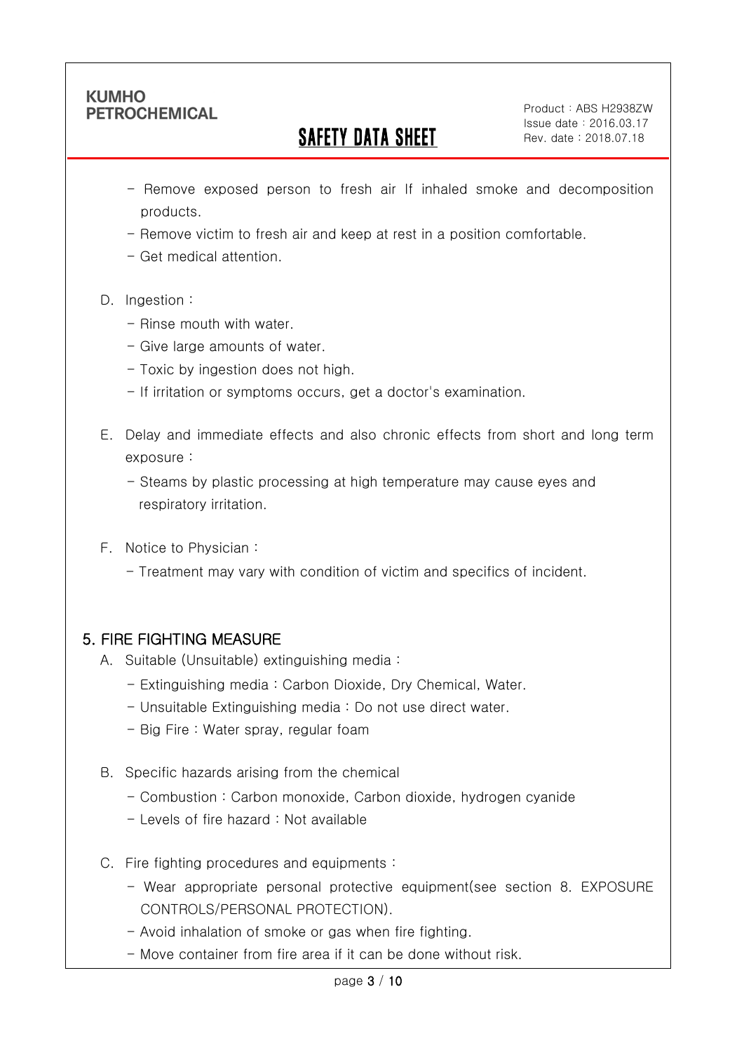- Remove exposed person to fresh air If inhaled smoke and decomposition products.
- Remove victim to fresh air and keep at rest in a position comfortable.
- Get medical attention.

D. Ingestion :
  - Rinse mouth with water.
  - Give large amounts of water.
  - Toxic by ingestion does not high.
  - If irritation or symptoms occurs, get a doctor's examination.

E. Delay and immediate effects and also chronic effects from short and long term exposure :
  - Steams by plastic processing at high temperature may cause eyes and respiratory irritation.

F. Notice to Physician :
  - Treatment may vary with condition of victim and specifics of incident.

## 5. FIRE FIGHTING MEASURE

A. Suitable (Unsuitable) extinguishing media :
  - Extinguishing media : Carbon Dioxide, Dry Chemical, Water.
  - Unsuitable Extinguishing media : Do not use direct water.
  - Big Fire : Water spray, regular foam

B. Specific hazards arising from the chemical
  - Combustion : Carbon monoxide, Carbon dioxide, hydrogen cyanide
  - Levels of fire hazard : Not available

C. Fire fighting procedures and equipments :
  - Wear appropriate personal protective equipment(see section 8. EXPOSURE CONTROLS/PERSONAL PROTECTION).
  - Avoid inhalation of smoke or gas when fire fighting.
  - Move container from fire area if it can be done without risk.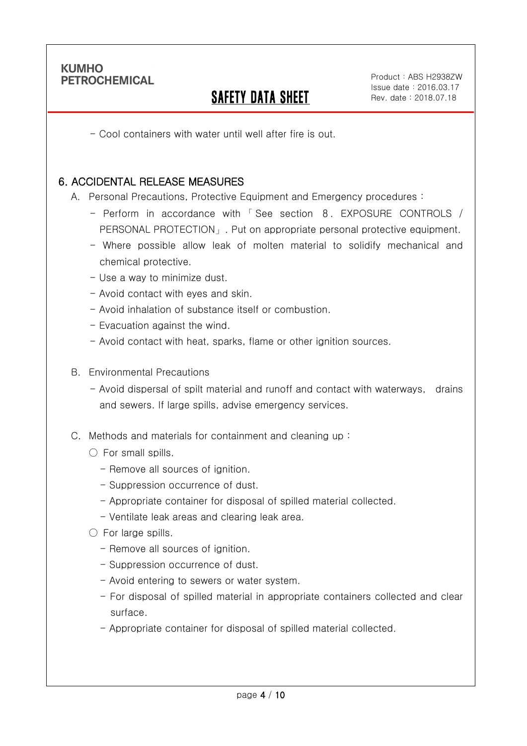- Cool containers with water until well after fire is out.

## 6. ACCIDENTAL RELEASE MEASURES

A. Personal Precautions, Protective Equipment and Emergency procedures :

- Perform in accordance with 「See section 8. EXPOSURE CONTROLS / PERSONAL PROTECTION」. Put on appropriate personal protective equipment.
- Where possible allow leak of molten material to solidify mechanical and chemical protective.
- Use a way to minimize dust.
- Avoid contact with eyes and skin.
- Avoid inhalation of substance itself or combustion.
- Evacuation against the wind.
- Avoid contact with heat, sparks, flame or other ignition sources.

B. Environmental Precautions

- Avoid dispersal of spilt material and runoff and contact with waterways, drains and sewers. If large spills, advise emergency services.

C. Methods and materials for containment and cleaning up :

○ For small spills.

- Remove all sources of ignition.
- Suppression occurrence of dust.
- Appropriate container for disposal of spilled material collected.
- Ventilate leak areas and clearing leak area.

○ For large spills.

- Remove all sources of ignition.
- Suppression occurrence of dust.
- Avoid entering to sewers or water system.
- For disposal of spilled material in appropriate containers collected and clear surface.
- Appropriate container for disposal of spilled material collected.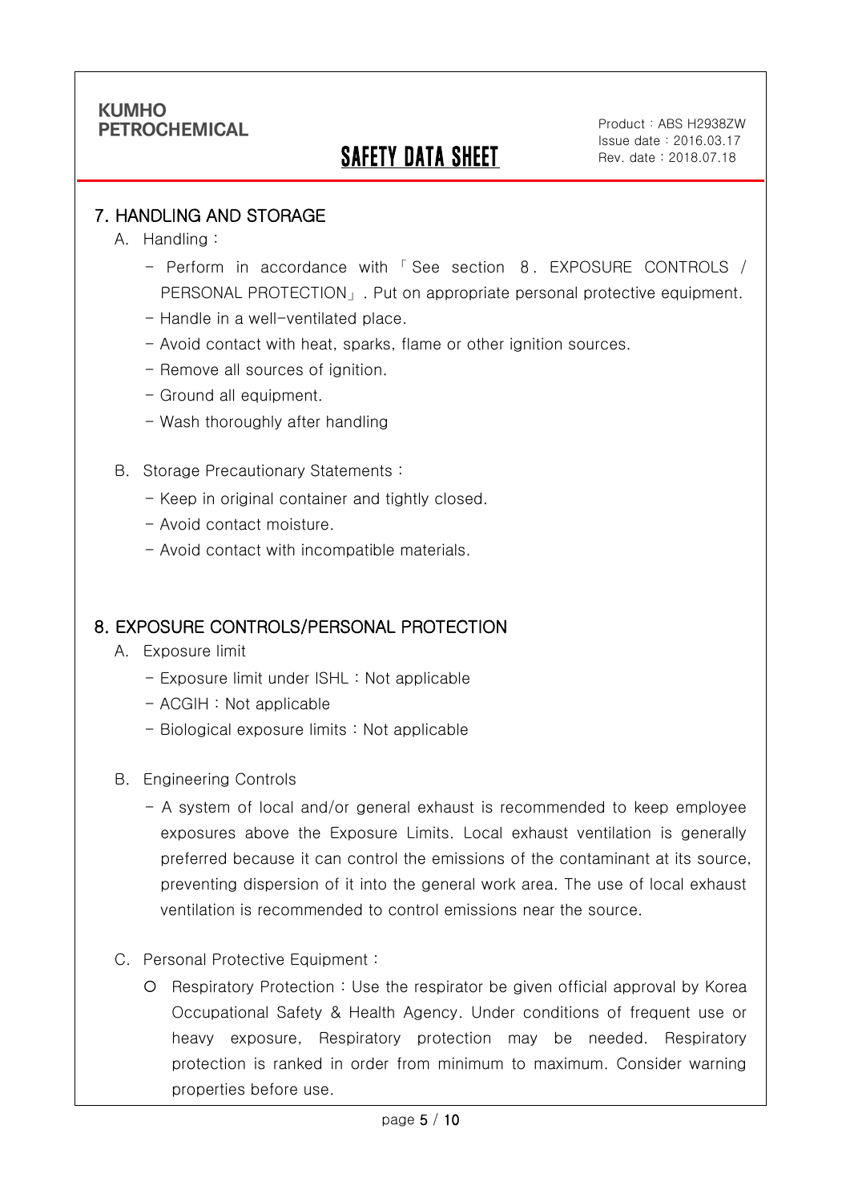## 7. HANDLING AND STORAGE

A. Handling :

- Perform in accordance with 「See section 8. EXPOSURE CONTROLS / PERSONAL PROTECTION」. Put on appropriate personal protective equipment.
- Handle in a well-ventilated place.
- Avoid contact with heat, sparks, flame or other ignition sources.
- Remove all sources of ignition.
- Ground all equipment.
- Wash thoroughly after handling

B. Storage Precautionary Statements :

- Keep in original container and tightly closed.
- Avoid contact moisture.
- Avoid contact with incompatible materials.

## 8. EXPOSURE CONTROLS/PERSONAL PROTECTION

A. Exposure limit

- Exposure limit under ISHL : Not applicable
- ACGIH : Not applicable
- Biological exposure limits : Not applicable

B. Engineering Controls

- A system of local and/or general exhaust is recommended to keep employee exposures above the Exposure Limits. Local exhaust ventilation is generally preferred because it can control the emissions of the contaminant at its source, preventing dispersion of it into the general work area. The use of local exhaust ventilation is recommended to control emissions near the source.

C. Personal Protective Equipment :

○ Respiratory Protection : Use the respirator be given official approval by Korea Occupational Safety & Health Agency. Under conditions of frequent use or heavy exposure, Respiratory protection may be needed. Respiratory protection is ranked in order from minimum to maximum. Consider warning properties before use.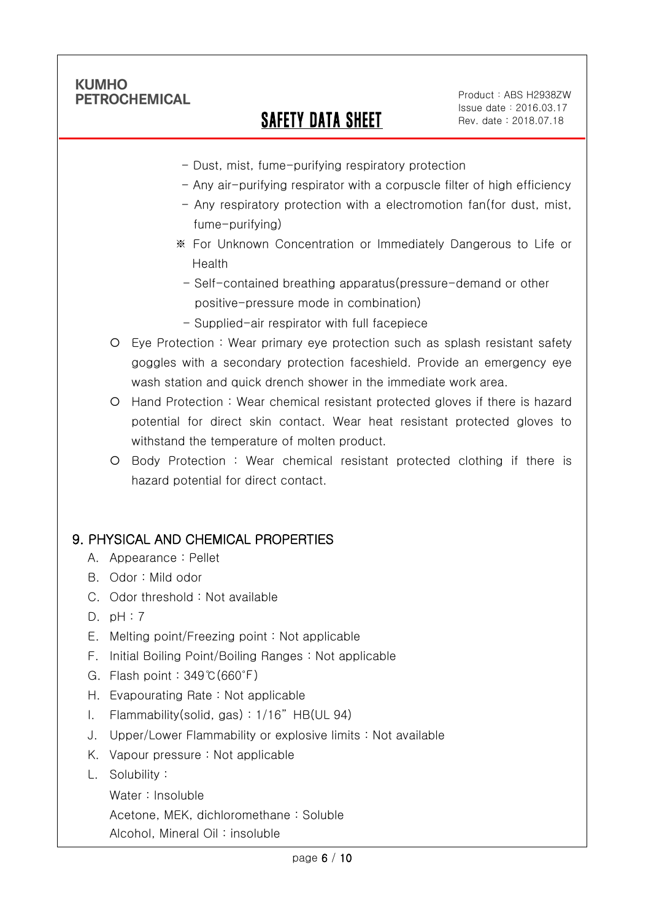- Dust, mist, fume-purifying respiratory protection
- Any air-purifying respirator with a corpuscle filter of high efficiency
- Any respiratory protection with a electromotion fan(for dust, mist, fume-purifying)

※ For Unknown Concentration or Immediately Dangerous to Life or Health

- Self-contained breathing apparatus(pressure-demand or other positive-pressure mode in combination)
- Supplied-air respirator with full facepiece

○ Eye Protection : Wear primary eye protection such as splash resistant safety goggles with a secondary protection faceshield. Provide an emergency eye wash station and quick drench shower in the immediate work area.

○ Hand Protection : Wear chemical resistant protected gloves if there is hazard potential for direct skin contact. Wear heat resistant protected gloves to withstand the temperature of molten product.

○ Body Protection : Wear chemical resistant protected clothing if there is hazard potential for direct contact.

## 9. PHYSICAL AND CHEMICAL PROPERTIES

A. Appearance : Pellet

B. Odor : Mild odor

C. Odor threshold : Not available

D. pH : 7

E. Melting point/Freezing point : Not applicable

F. Initial Boiling Point/Boiling Ranges : Not applicable

G. Flash point : 349℃(660℉)

H. Evapourating Rate : Not applicable

I. Flammability(solid, gas) : 1/16" HB(UL 94)

J. Upper/Lower Flammability or explosive limits : Not available

K. Vapour pressure : Not applicable

L. Solubility :

Water : Insoluble

Acetone, MEK, dichloromethane : Soluble

Alcohol, Mineral Oil : insoluble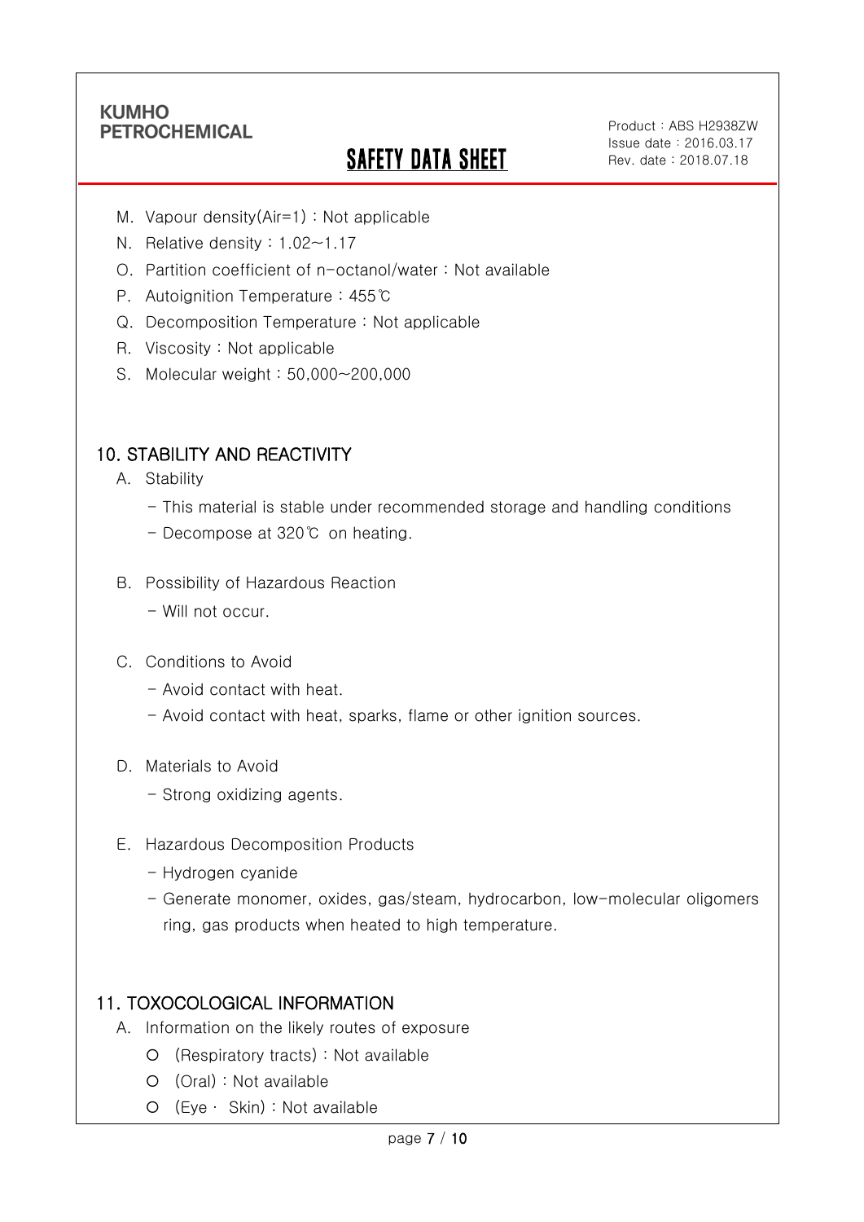M. Vapour density(Air=1) : Not applicable

N. Relative density : 1.02~1.17

O. Partition coefficient of n-octanol/water : Not available

P. Autoignition Temperature : 455℃

Q. Decomposition Temperature : Not applicable

R. Viscosity : Not applicable

S. Molecular weight : 50,000~200,000

## 10. STABILITY AND REACTIVITY

A. Stability

- This material is stable under recommended storage and handling conditions
- Decompose at 320℃ on heating.

B. Possibility of Hazardous Reaction

- Will not occur.

C. Conditions to Avoid

- Avoid contact with heat.
- Avoid contact with heat, sparks, flame or other ignition sources.

D. Materials to Avoid

- Strong oxidizing agents.

E. Hazardous Decomposition Products

- Hydrogen cyanide
- Generate monomer, oxides, gas/steam, hydrocarbon, low-molecular oligomers ring, gas products when heated to high temperature.

## 11. TOXOCOLOGICAL INFORMATION

A. Information on the likely routes of exposure

- ○ (Respiratory tracts) : Not available
- ○ (Oral) : Not available
- ○ (Eye · Skin) : Not available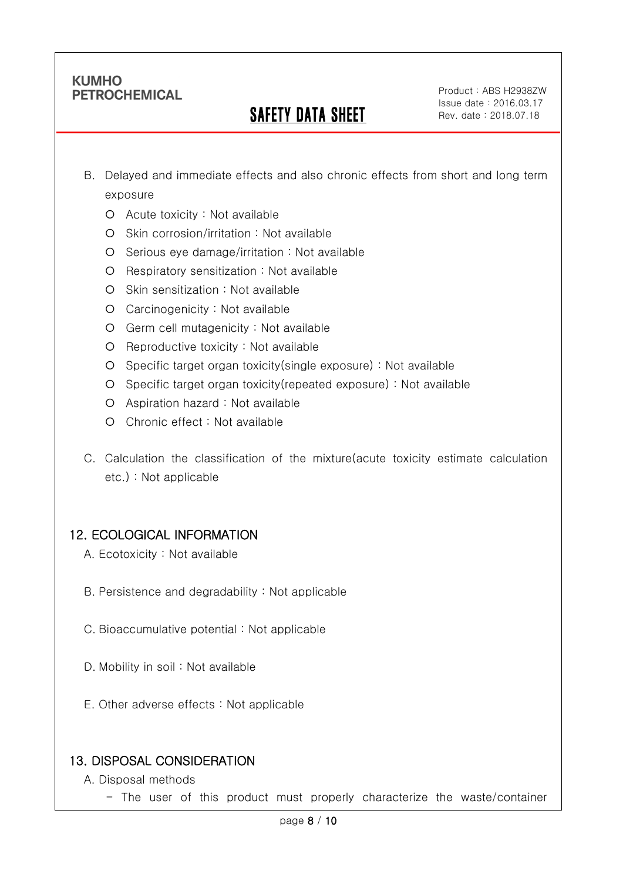B. Delayed and immediate effects and also chronic effects from short and long term exposure

- Acute toxicity : Not available
- Skin corrosion/irritation : Not available
- Serious eye damage/irritation : Not available
- Respiratory sensitization : Not available
- Skin sensitization : Not available
- Carcinogenicity : Not available
- Germ cell mutagenicity : Not available
- Reproductive toxicity : Not available
- Specific target organ toxicity(single exposure) : Not available
- Specific target organ toxicity(repeated exposure) : Not available
- Aspiration hazard : Not available
- Chronic effect : Not available

C. Calculation the classification of the mixture(acute toxicity estimate calculation etc.) : Not applicable

## 12. ECOLOGICAL INFORMATION

A. Ecotoxicity : Not available

B. Persistence and degradability : Not applicable

C. Bioaccumulative potential : Not applicable

D. Mobility in soil : Not available

E. Other adverse effects : Not applicable

## 13. DISPOSAL CONSIDERATION

A. Disposal methods

- The user of this product must properly characterize the waste/container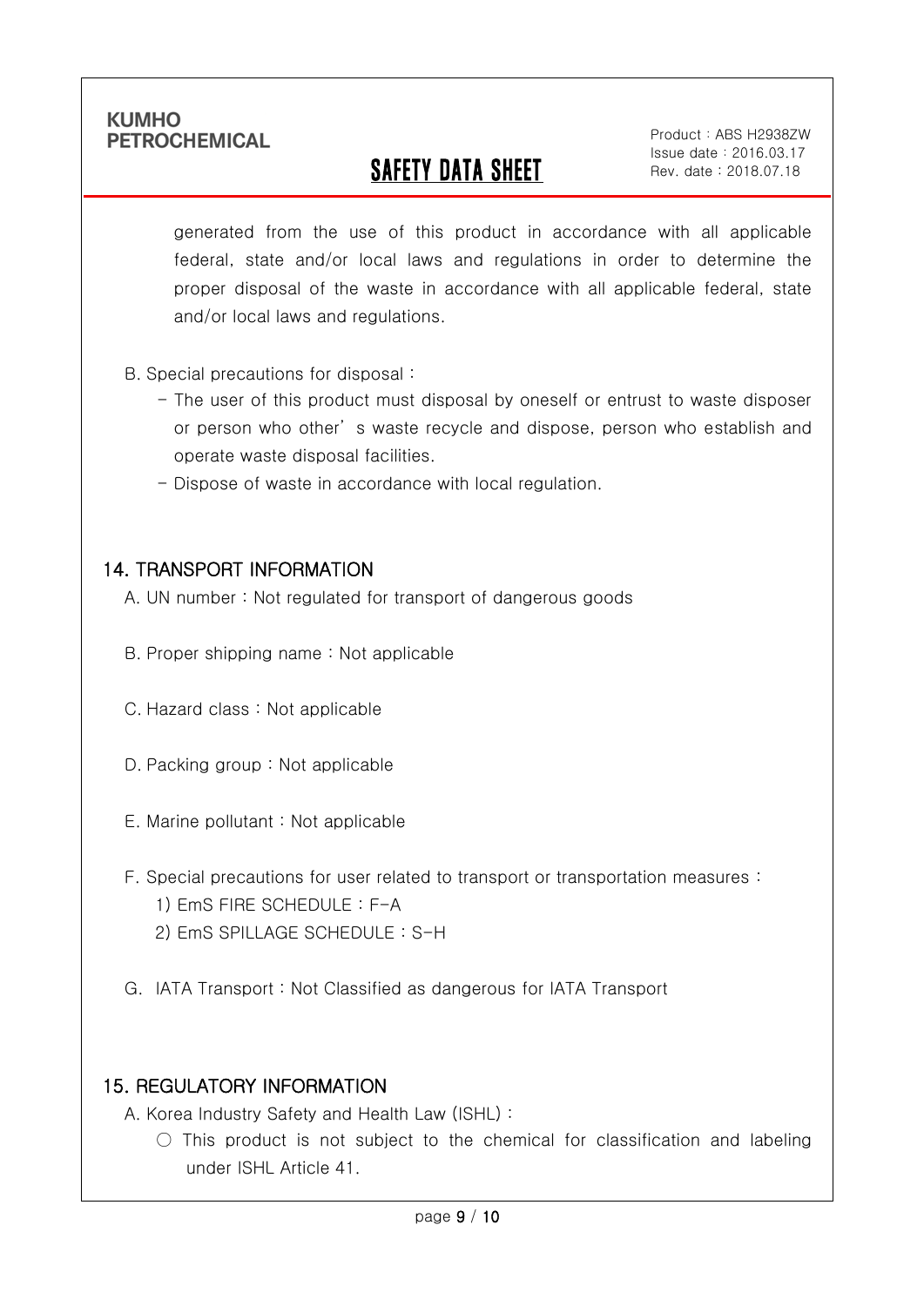generated from the use of this product in accordance with all applicable federal, state and/or local laws and regulations in order to determine the proper disposal of the waste in accordance with all applicable federal, state and/or local laws and regulations.

B. Special precautions for disposal :

- The user of this product must disposal by oneself or entrust to waste disposer or person who other's waste recycle and dispose, person who establish and operate waste disposal facilities.
- Dispose of waste in accordance with local regulation.

## 14. TRANSPORT INFORMATION

A. UN number : Not regulated for transport of dangerous goods

B. Proper shipping name : Not applicable

C. Hazard class : Not applicable

D. Packing group : Not applicable

E. Marine pollutant : Not applicable

F. Special precautions for user related to transport or transportation measures :

1) EmS FIRE SCHEDULE : F-A
2) EmS SPILLAGE SCHEDULE : S-H

G. IATA Transport : Not Classified as dangerous for IATA Transport

## 15. REGULATORY INFORMATION

A. Korea Industry Safety and Health Law (ISHL) :

○ This product is not subject to the chemical for classification and labeling under ISHL Article 41.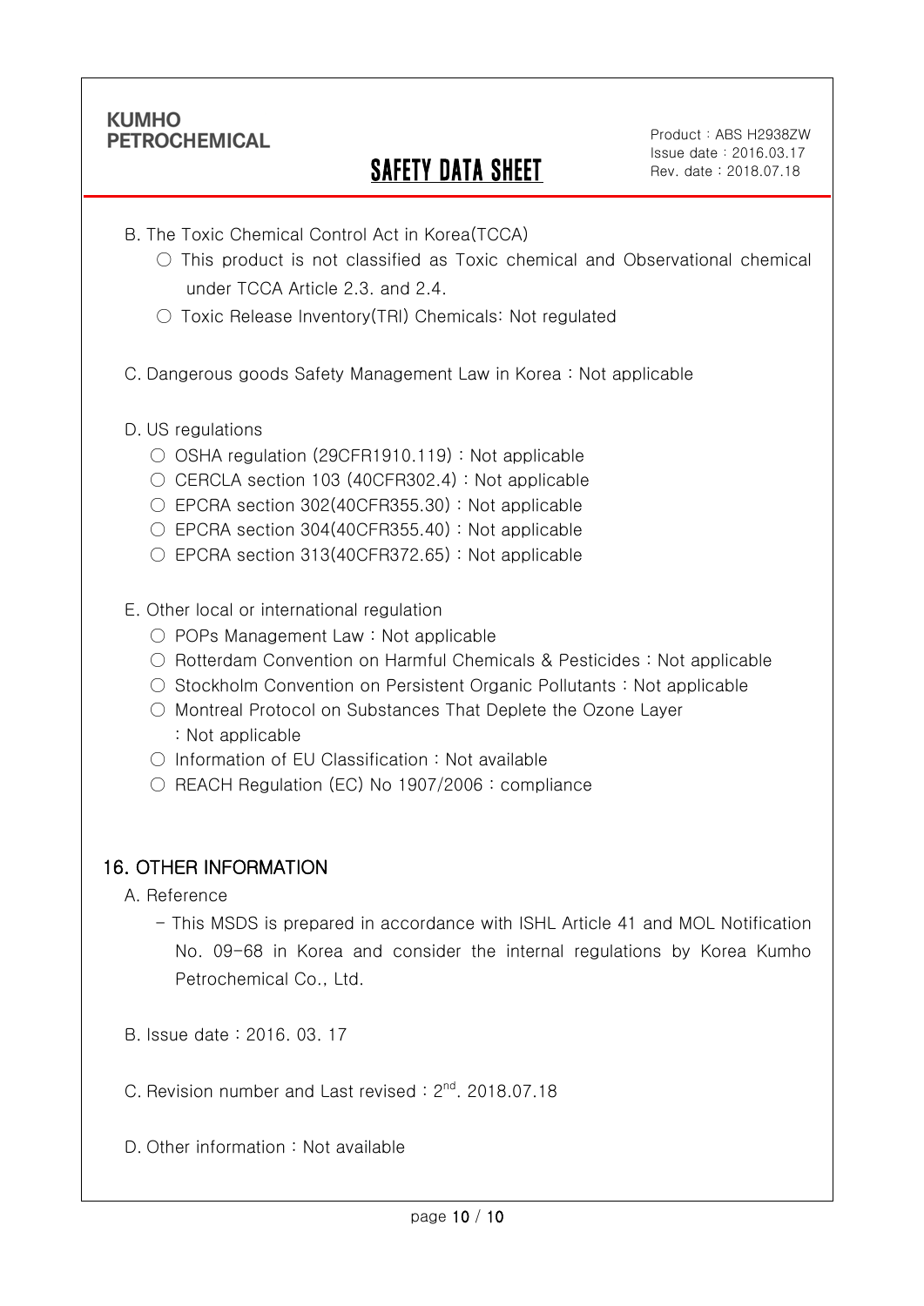B. The Toxic Chemical Control Act in Korea(TCCA)

- ○ This product is not classified as Toxic chemical and Observational chemical under TCCA Article 2.3. and 2.4.
- ○ Toxic Release Inventory(TRI) Chemicals: Not regulated

C. Dangerous goods Safety Management Law in Korea : Not applicable

D. US regulations

- ○ OSHA regulation (29CFR1910.119) : Not applicable
- ○ CERCLA section 103 (40CFR302.4) : Not applicable
- ○ EPCRA section 302(40CFR355.30) : Not applicable
- ○ EPCRA section 304(40CFR355.40) : Not applicable
- ○ EPCRA section 313(40CFR372.65) : Not applicable

E. Other local or international regulation

- ○ POPs Management Law : Not applicable
- ○ Rotterdam Convention on Harmful Chemicals & Pesticides : Not applicable
- ○ Stockholm Convention on Persistent Organic Pollutants : Not applicable
- ○ Montreal Protocol on Substances That Deplete the Ozone Layer : Not applicable
- ○ Information of EU Classification : Not available
- ○ REACH Regulation (EC) No 1907/2006 : compliance

## 16. OTHER INFORMATION

A. Reference

- This MSDS is prepared in accordance with ISHL Article 41 and MOL Notification No. 09-68 in Korea and consider the internal regulations by Korea Kumho Petrochemical Co., Ltd.

B. Issue date : 2016. 03. 17

C. Revision number and Last revised : $2^{nd}$. 2018.07.18

D. Other information : Not available